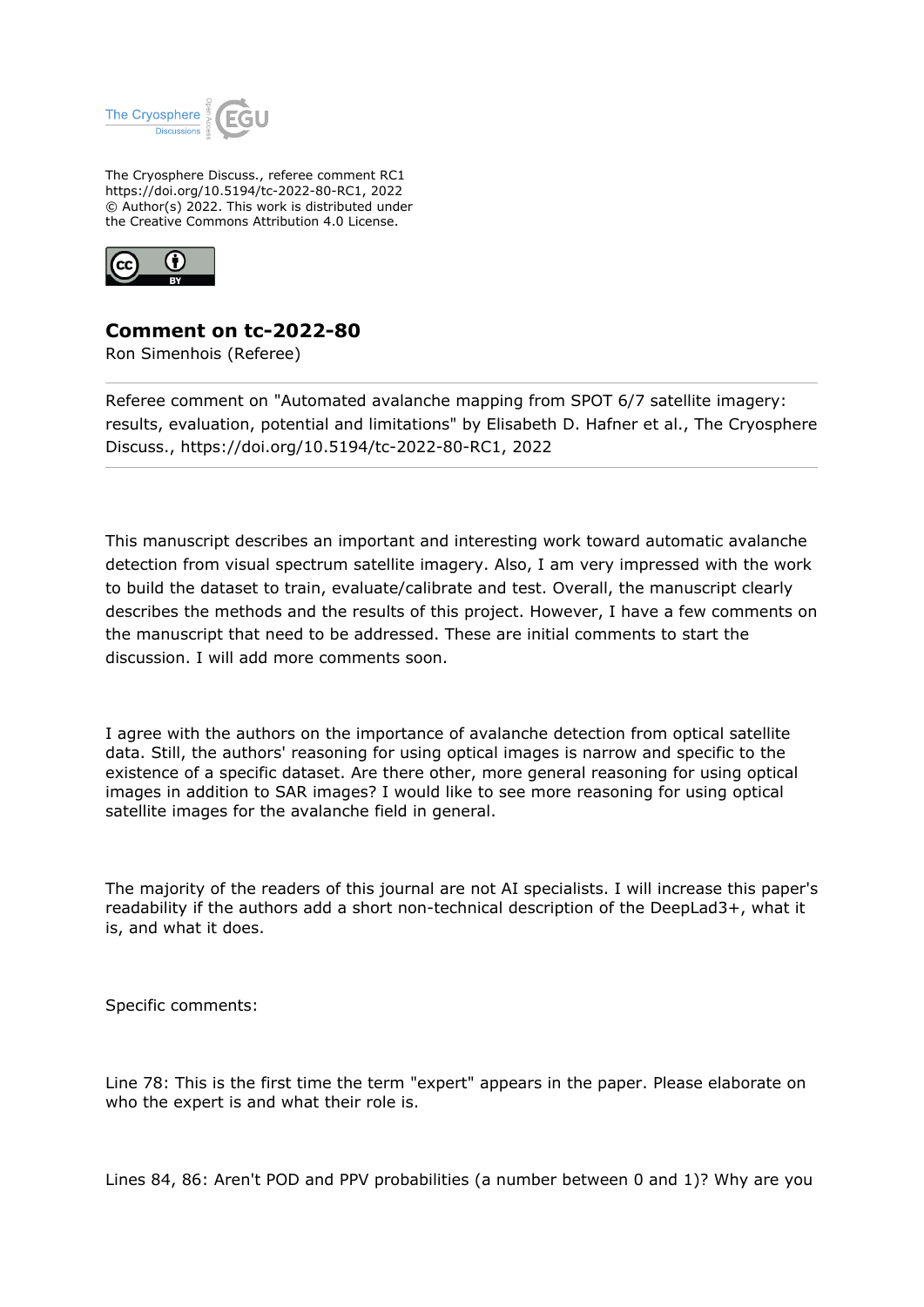The Cryosphere Discuss., referee comment RC1
https://doi.org/10.5194/tc-2022-80-RC1, 2022
© Author(s) 2022. This work is distributed under the Creative Commons Attribution 4.0 License.

## Comment on tc-2022-80

Ron Simenhois (Referee)

Referee comment on "Automated avalanche mapping from SPOT 6/7 satellite imagery: results, evaluation, potential and limitations" by Elisabeth D. Hafner et al., The Cryosphere Discuss., https://doi.org/10.5194/tc-2022-80-RC1, 2022

---

This manuscript describes an important and interesting work toward automatic avalanche detection from visual spectrum satellite imagery. Also, I am very impressed with the work to build the dataset to train, evaluate/calibrate and test. Overall, the manuscript clearly describes the methods and the results of this project. However, I have a few comments on the manuscript that need to be addressed. These are initial comments to start the discussion. I will add more comments soon.

I agree with the authors on the importance of avalanche detection from optical satellite data. Still, the authors' reasoning for using optical images is narrow and specific to the existence of a specific dataset. Are there other, more general reasoning for using optical images in addition to SAR images? I would like to see more reasoning for using optical satellite images for the avalanche field in general.

The majority of the readers of this journal are not AI specialists. I will increase this paper's readability if the authors add a short non-technical description of the DeepLad3+, what it is, and what it does.

Specific comments:

Line 78: This is the first time the term "expert" appears in the paper. Please elaborate on who the expert is and what their role is.

Lines 84, 86: Aren't POD and PPV probabilities (a number between 0 and 1)? Why are you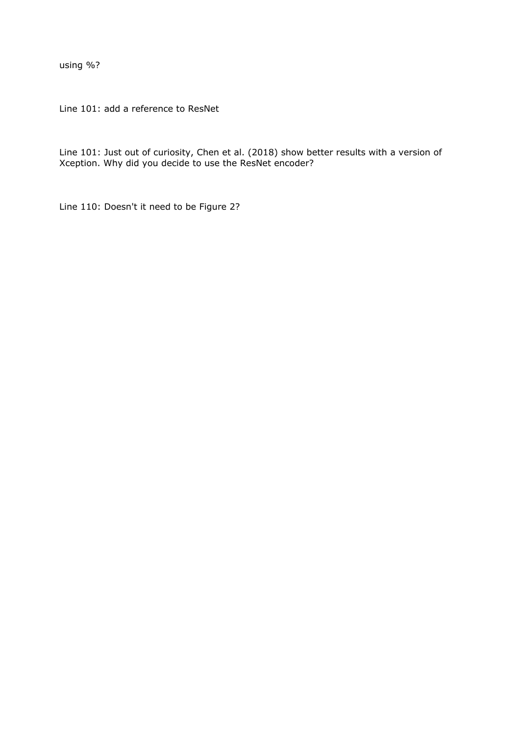using %?

Line 101: add a reference to ResNet

Line 101: Just out of curiosity, Chen et al. (2018) show better results with a version of Xception. Why did you decide to use the ResNet encoder?

Line 110: Doesn't it need to be Figure 2?